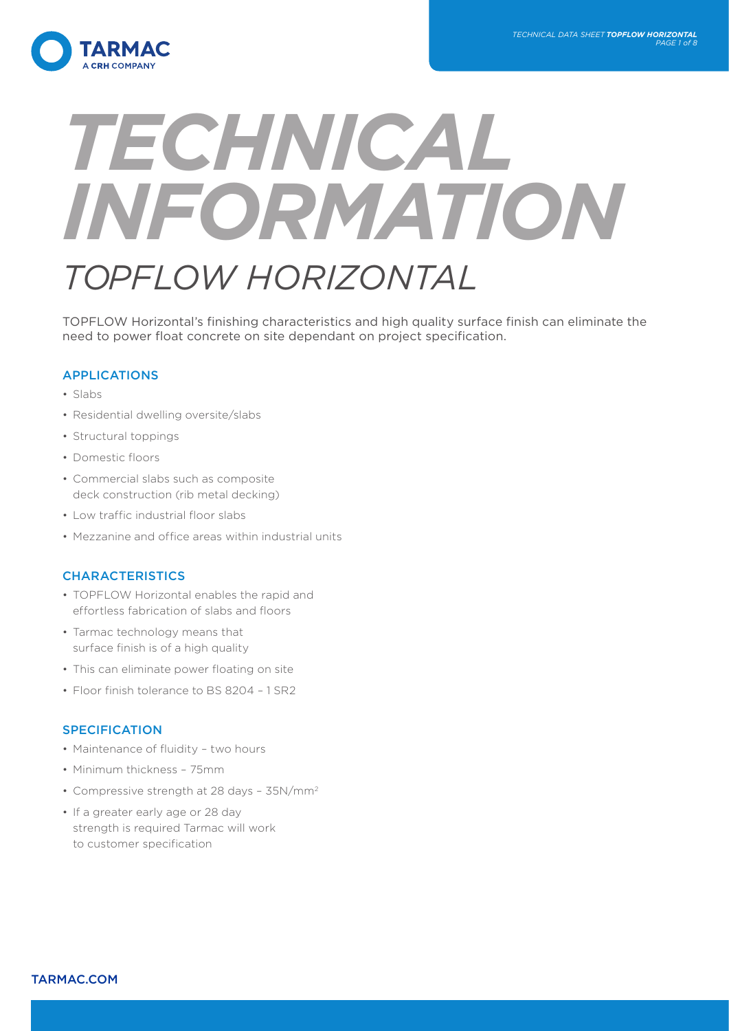# TECHNICAL INFORMATION

## TOPFLOW HORIZONTAL

TOPFLOW Horizontal's finishing characteristics and high quality surface finish can eliminate the need to power float concrete on site dependant on project specification.

### APPLICATIONS

- Slabs
- Residential dwelling oversite/slabs
- Structural toppings
- Domestic floors
- Commercial slabs such as composite deck construction (rib metal decking)
- Low traffic industrial floor slabs
- Mezzanine and office areas within industrial units

### CHARACTERISTICS

- TOPFLOW Horizontal enables the rapid and effortless fabrication of slabs and floors
- Tarmac technology means that surface finish is of a high quality
- This can eliminate power floating on site
- Floor finish tolerance to BS 8204 – 1 SR2

### SPECIFICATION

- Maintenance of fluidity – two hours
- Minimum thickness – 75mm
- Compressive strength at 28 days – 35N/mm$^2$
- If a greater early age or 28 day strength is required Tarmac will work to customer specification

TARMAC.COM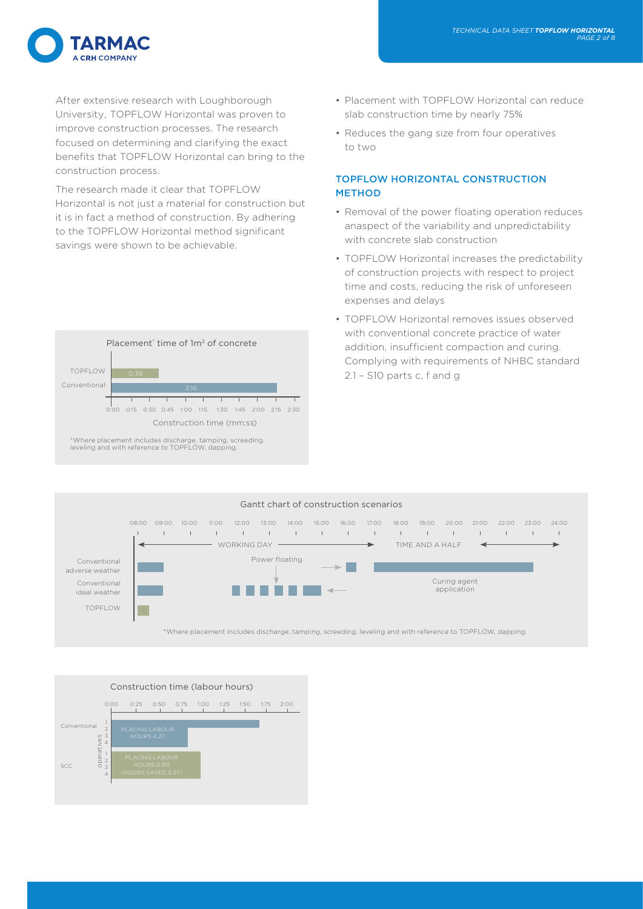After extensive research with Loughborough University, TOPFLOW Horizontal was proven to improve construction processes. The research focused on determining and clarifying the exact benefits that TOPFLOW Horizontal can bring to the construction process.

The research made it clear that TOPFLOW Horizontal is not just a material for construction but it is in fact a method of construction. By adhering to the TOPFLOW Horizontal method significant savings were shown to be achievable.

- Placement with TOPFLOW Horizontal can reduce slab construction time by nearly 75%
- Reduces the gang size from four operatives to two

## TOPFLOW HORIZONTAL CONSTRUCTION METHOD

- Removal of the power floating operation reduces anaspect of the variability and unpredictability with concrete slab construction
- TOPFLOW Horizontal increases the predictability of construction projects with respect to project time and costs, reducing the risk of unforeseen expenses and delays
- TOPFLOW Horizontal removes issues observed with conventional concrete practice of water addition, insufficient compaction and curing. Complying with requirements of NHBC standard 2.1 – S10 parts c, f and g

**Placement* time of 1m² of concrete**

| | Construction time (mm:ss) |
|---|---|
| TOPFLOW | 0:36 |
| Conventional | 2:16 |

*Where placement includes discharge, tamping, screeding, leveling and with reference to TOPFLOW, dapping.

**Gantt chart of construction scenarios**

Timeline 08:00 – 24:00: WORKING DAY (08:00–17:00); TIME AND A HALF (17:00–24:00)

- Conventional adverse weather: placement, power floating, curing agent application
- Conventional ideal weather: placement, power floating, curing agent application
- TOPFLOW: placement

*Where placement includes discharge, tamping, screeding, leveling and with reference to TOPFLOW, dapping.

**Construction time (labour hours)**

| | Operatives | Placing labour hours |
|---|---|---|
| Conventional | 4 | PLACING LABOUR HOURS 4.27 |
| SCC | 4 | PLACING LABOUR HOURS 0.90 (HOURS SAVED 3.37) |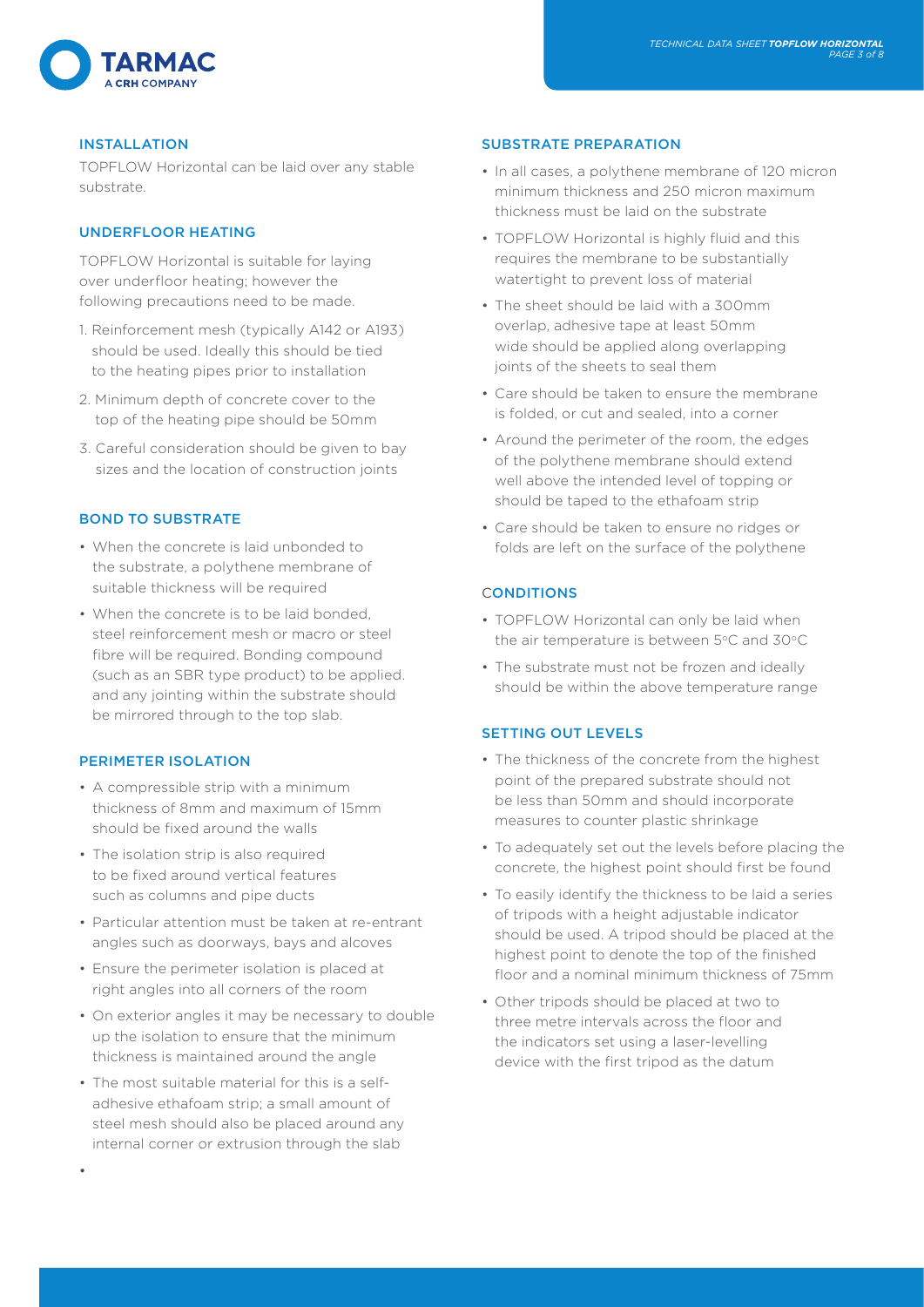## INSTALLATION

TOPFLOW Horizontal can be laid over any stable substrate.

## UNDERFLOOR HEATING

TOPFLOW Horizontal is suitable for laying over underfloor heating; however the following precautions need to be made.

1. Reinforcement mesh (typically A142 or A193) should be used. Ideally this should be tied to the heating pipes prior to installation
2. Minimum depth of concrete cover to the top of the heating pipe should be 50mm
3. Careful consideration should be given to bay sizes and the location of construction joints

## BOND TO SUBSTRATE

- When the concrete is laid unbonded to the substrate, a polythene membrane of suitable thickness will be required
- When the concrete is to be laid bonded, steel reinforcement mesh or macro or steel fibre will be required. Bonding compound (such as an SBR type product) to be applied. and any jointing within the substrate should be mirrored through to the top slab.

## PERIMETER ISOLATION

- A compressible strip with a minimum thickness of 8mm and maximum of 15mm should be fixed around the walls
- The isolation strip is also required to be fixed around vertical features such as columns and pipe ducts
- Particular attention must be taken at re-entrant angles such as doorways, bays and alcoves
- Ensure the perimeter isolation is placed at right angles into all corners of the room
- On exterior angles it may be necessary to double up the isolation to ensure that the minimum thickness is maintained around the angle
- The most suitable material for this is a self-adhesive ethafoam strip; a small amount of steel mesh should also be placed around any internal corner or extrusion through the slab

## SUBSTRATE PREPARATION

- In all cases, a polythene membrane of 120 micron minimum thickness and 250 micron maximum thickness must be laid on the substrate
- TOPFLOW Horizontal is highly fluid and this requires the membrane to be substantially watertight to prevent loss of material
- The sheet should be laid with a 300mm overlap, adhesive tape at least 50mm wide should be applied along overlapping joints of the sheets to seal them
- Care should be taken to ensure the membrane is folded, or cut and sealed, into a corner
- Around the perimeter of the room, the edges of the polythene membrane should extend well above the intended level of topping or should be taped to the ethafoam strip
- Care should be taken to ensure no ridges or folds are left on the surface of the polythene

## CONDITIONS

- TOPFLOW Horizontal can only be laid when the air temperature is between 5°C and 30°C
- The substrate must not be frozen and ideally should be within the above temperature range

## SETTING OUT LEVELS

- The thickness of the concrete from the highest point of the prepared substrate should not be less than 50mm and should incorporate measures to counter plastic shrinkage
- To adequately set out the levels before placing the concrete, the highest point should first be found
- To easily identify the thickness to be laid a series of tripods with a height adjustable indicator should be used. A tripod should be placed at the highest point to denote the top of the finished floor and a nominal minimum thickness of 75mm
- Other tripods should be placed at two to three metre intervals across the floor and the indicators set using a laser-levelling device with the first tripod as the datum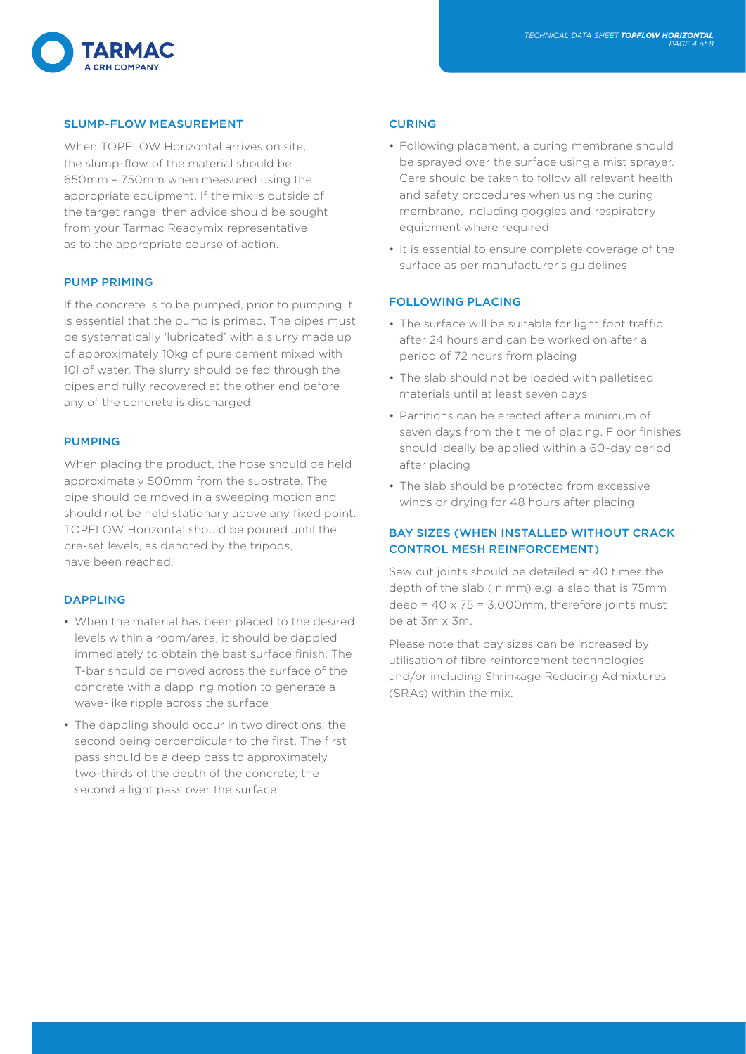## SLUMP-FLOW MEASUREMENT

When TOPFLOW Horizontal arrives on site, the slump-flow of the material should be 650mm – 750mm when measured using the appropriate equipment. If the mix is outside of the target range, then advice should be sought from your Tarmac Readymix representative as to the appropriate course of action.

## PUMP PRIMING

If the concrete is to be pumped, prior to pumping it is essential that the pump is primed. The pipes must be systematically 'lubricated' with a slurry made up of approximately 10kg of pure cement mixed with 10l of water. The slurry should be fed through the pipes and fully recovered at the other end before any of the concrete is discharged.

## PUMPING

When placing the product, the hose should be held approximately 500mm from the substrate. The pipe should be moved in a sweeping motion and should not be held stationary above any fixed point. TOPFLOW Horizontal should be poured until the pre-set levels, as denoted by the tripods, have been reached.

## DAPPLING

- When the material has been placed to the desired levels within a room/area, it should be dappled immediately to obtain the best surface finish. The T-bar should be moved across the surface of the concrete with a dappling motion to generate a wave-like ripple across the surface
- The dappling should occur in two directions, the second being perpendicular to the first. The first pass should be a deep pass to approximately two-thirds of the depth of the concrete; the second a light pass over the surface

## CURING

- Following placement, a curing membrane should be sprayed over the surface using a mist sprayer. Care should be taken to follow all relevant health and safety procedures when using the curing membrane, including goggles and respiratory equipment where required
- It is essential to ensure complete coverage of the surface as per manufacturer's guidelines

## FOLLOWING PLACING

- The surface will be suitable for light foot traffic after 24 hours and can be worked on after a period of 72 hours from placing
- The slab should not be loaded with palletised materials until at least seven days
- Partitions can be erected after a minimum of seven days from the time of placing. Floor finishes should ideally be applied within a 60-day period after placing
- The slab should be protected from excessive winds or drying for 48 hours after placing

## BAY SIZES (WHEN INSTALLED WITHOUT CRACK CONTROL MESH REINFORCEMENT)

Saw cut joints should be detailed at 40 times the depth of the slab (in mm) e.g. a slab that is 75mm deep = 40 x 75 = 3,000mm, therefore joints must be at 3m x 3m.

Please note that bay sizes can be increased by utilisation of fibre reinforcement technologies and/or including Shrinkage Reducing Admixtures (SRAs) within the mix.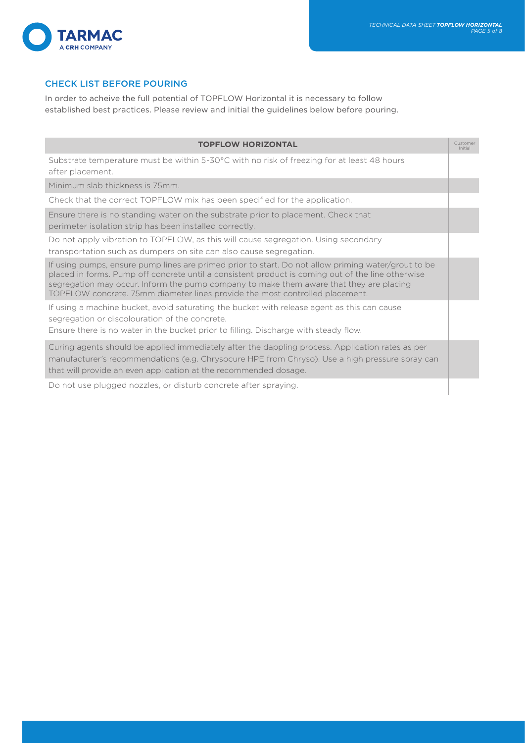## CHECK LIST BEFORE POURING

In order to acheive the full potential of TOPFLOW Horizontal it is necessary to follow established best practices. Please review and initial the guidelines below before pouring.

| TOPFLOW HORIZONTAL | Customer Initial |
|---|---|
| Substrate temperature must be within 5-30°C with no risk of freezing for at least 48 hours after placement. | |
| Minimum slab thickness is 75mm. | |
| Check that the correct TOPFLOW mix has been specified for the application. | |
| Ensure there is no standing water on the substrate prior to placement. Check that perimeter isolation strip has been installed correctly. | |
| Do not apply vibration to TOPFLOW, as this will cause segregation. Using secondary transportation such as dumpers on site can also cause segregation. | |
| If using pumps, ensure pump lines are primed prior to start. Do not allow priming water/grout to be placed in forms. Pump off concrete until a consistent product is coming out of the line otherwise segregation may occur. Inform the pump company to make them aware that they are placing TOPFLOW concrete. 75mm diameter lines provide the most controlled placement. | |
| If using a machine bucket, avoid saturating the bucket with release agent as this can cause segregation or discolouration of the concrete. Ensure there is no water in the bucket prior to filling. Discharge with steady flow. | |
| Curing agents should be applied immediately after the dappling process. Application rates as per manufacturer's recommendations (e.g. Chrysocure HPE from Chryso). Use a high pressure spray can that will provide an even application at the recommended dosage. | |
| Do not use plugged nozzles, or disturb concrete after spraying. | |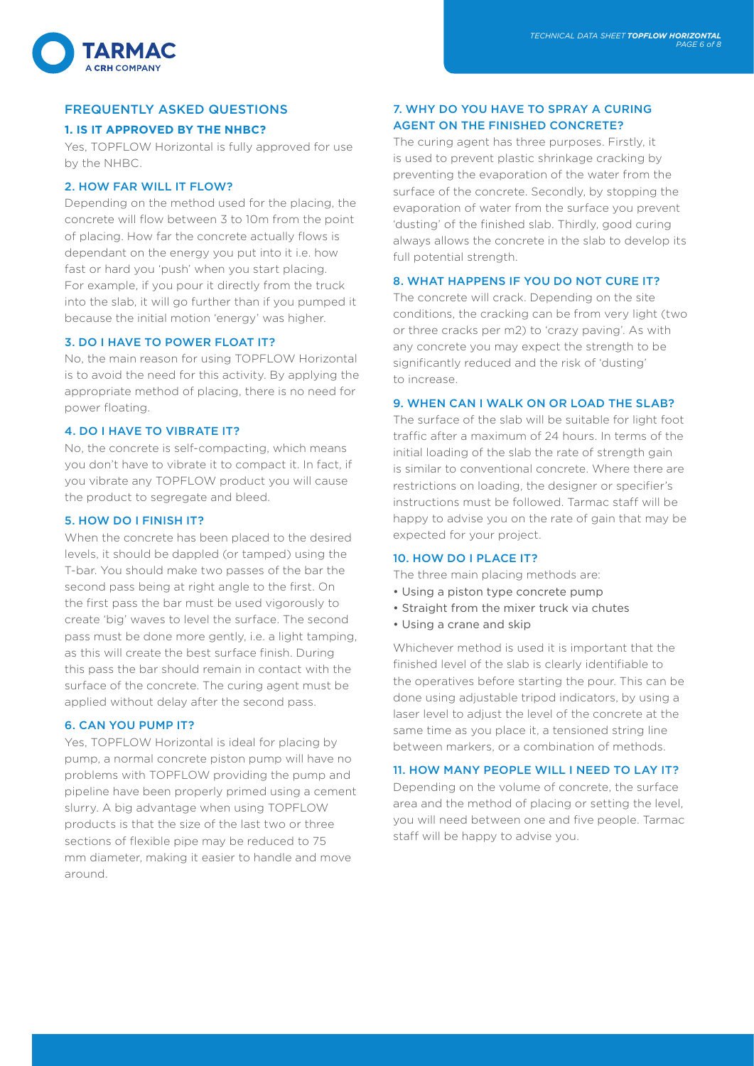## FREQUENTLY ASKED QUESTIONS

### 1. IS IT APPROVED BY THE NHBC?

Yes, TOPFLOW Horizontal is fully approved for use by the NHBC.

### 2. HOW FAR WILL IT FLOW?

Depending on the method used for the placing, the concrete will flow between 3 to 10m from the point of placing. How far the concrete actually flows is dependant on the energy you put into it i.e. how fast or hard you 'push' when you start placing. For example, if you pour it directly from the truck into the slab, it will go further than if you pumped it because the initial motion 'energy' was higher.

### 3. DO I HAVE TO POWER FLOAT IT?

No, the main reason for using TOPFLOW Horizontal is to avoid the need for this activity. By applying the appropriate method of placing, there is no need for power floating.

### 4. DO I HAVE TO VIBRATE IT?

No, the concrete is self-compacting, which means you don't have to vibrate it to compact it. In fact, if you vibrate any TOPFLOW product you will cause the product to segregate and bleed.

### 5. HOW DO I FINISH IT?

When the concrete has been placed to the desired levels, it should be dappled (or tamped) using the T-bar. You should make two passes of the bar the second pass being at right angle to the first. On the first pass the bar must be used vigorously to create 'big' waves to level the surface. The second pass must be done more gently, i.e. a light tamping, as this will create the best surface finish. During this pass the bar should remain in contact with the surface of the concrete. The curing agent must be applied without delay after the second pass.

### 6. CAN YOU PUMP IT?

Yes, TOPFLOW Horizontal is ideal for placing by pump, a normal concrete piston pump will have no problems with TOPFLOW providing the pump and pipeline have been properly primed using a cement slurry. A big advantage when using TOPFLOW products is that the size of the last two or three sections of flexible pipe may be reduced to 75 mm diameter, making it easier to handle and move around.

### 7. WHY DO YOU HAVE TO SPRAY A CURING AGENT ON THE FINISHED CONCRETE?

The curing agent has three purposes. Firstly, it is used to prevent plastic shrinkage cracking by preventing the evaporation of the water from the surface of the concrete. Secondly, by stopping the evaporation of water from the surface you prevent 'dusting' of the finished slab. Thirdly, good curing always allows the concrete in the slab to develop its full potential strength.

### 8. WHAT HAPPENS IF YOU DO NOT CURE IT?

The concrete will crack. Depending on the site conditions, the cracking can be from very light (two or three cracks per m2) to 'crazy paving'. As with any concrete you may expect the strength to be significantly reduced and the risk of 'dusting' to increase.

### 9. WHEN CAN I WALK ON OR LOAD THE SLAB?

The surface of the slab will be suitable for light foot traffic after a maximum of 24 hours. In terms of the initial loading of the slab the rate of strength gain is similar to conventional concrete. Where there are restrictions on loading, the designer or specifier's instructions must be followed. Tarmac staff will be happy to advise you on the rate of gain that may be expected for your project.

### 10. HOW DO I PLACE IT?

The three main placing methods are:

- Using a piston type concrete pump
- Straight from the mixer truck via chutes
- Using a crane and skip

Whichever method is used it is important that the finished level of the slab is clearly identifiable to the operatives before starting the pour. This can be done using adjustable tripod indicators, by using a laser level to adjust the level of the concrete at the same time as you place it, a tensioned string line between markers, or a combination of methods.

### 11. HOW MANY PEOPLE WILL I NEED TO LAY IT?

Depending on the volume of concrete, the surface area and the method of placing or setting the level, you will need between one and five people. Tarmac staff will be happy to advise you.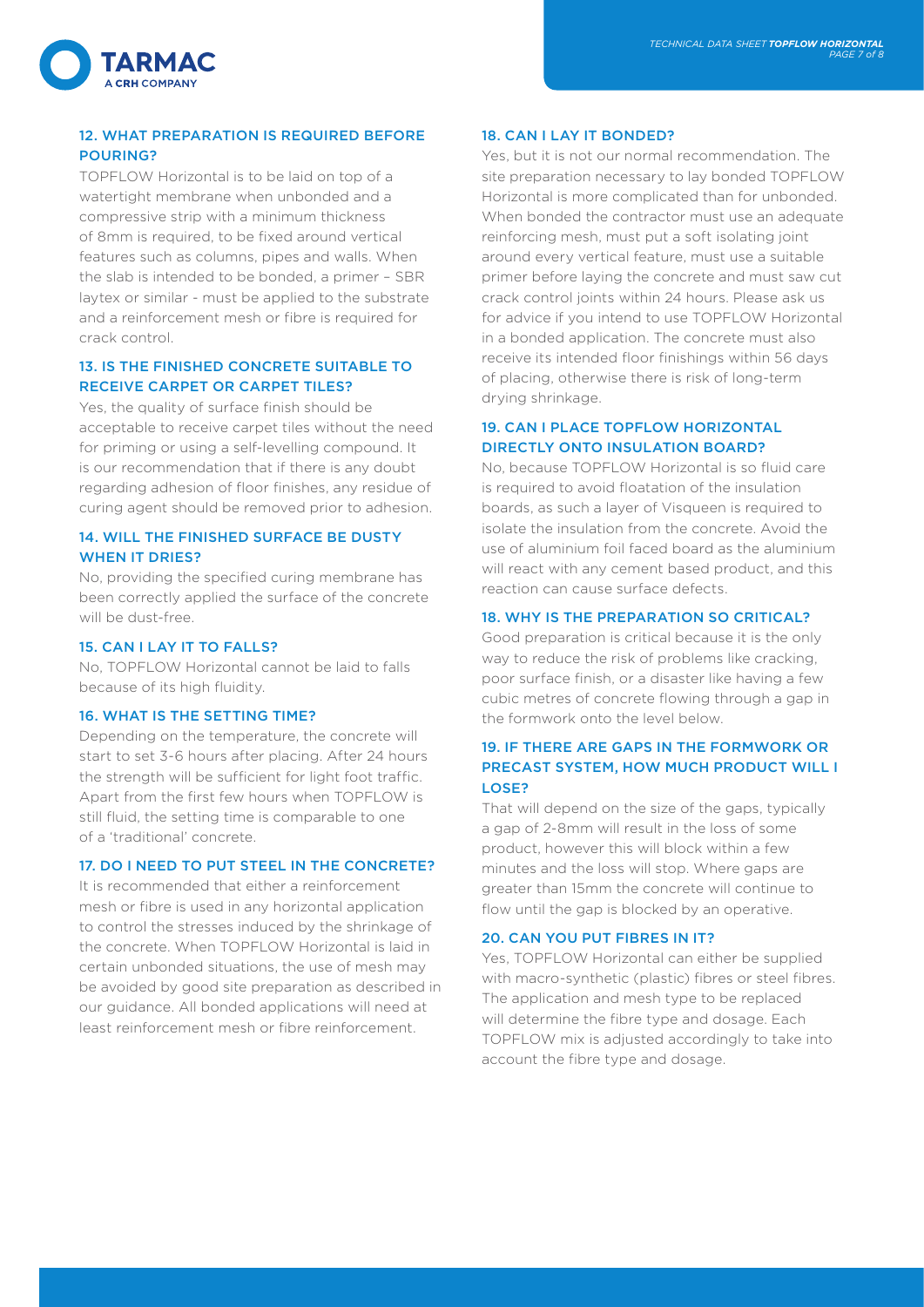## 12. WHAT PREPARATION IS REQUIRED BEFORE POURING?

TOPFLOW Horizontal is to be laid on top of a watertight membrane when unbonded and a compressive strip with a minimum thickness of 8mm is required, to be fixed around vertical features such as columns, pipes and walls. When the slab is intended to be bonded, a primer – SBR laytex or similar - must be applied to the substrate and a reinforcement mesh or fibre is required for crack control.

## 13. IS THE FINISHED CONCRETE SUITABLE TO RECEIVE CARPET OR CARPET TILES?

Yes, the quality of surface finish should be acceptable to receive carpet tiles without the need for priming or using a self-levelling compound. It is our recommendation that if there is any doubt regarding adhesion of floor finishes, any residue of curing agent should be removed prior to adhesion.

## 14. WILL THE FINISHED SURFACE BE DUSTY WHEN IT DRIES?

No, providing the specified curing membrane has been correctly applied the surface of the concrete will be dust-free.

## 15. CAN I LAY IT TO FALLS?

No, TOPFLOW Horizontal cannot be laid to falls because of its high fluidity.

## 16. WHAT IS THE SETTING TIME?

Depending on the temperature, the concrete will start to set 3-6 hours after placing. After 24 hours the strength will be sufficient for light foot traffic. Apart from the first few hours when TOPFLOW is still fluid, the setting time is comparable to one of a 'traditional' concrete.

## 17. DO I NEED TO PUT STEEL IN THE CONCRETE?

It is recommended that either a reinforcement mesh or fibre is used in any horizontal application to control the stresses induced by the shrinkage of the concrete. When TOPFLOW Horizontal is laid in certain unbonded situations, the use of mesh may be avoided by good site preparation as described in our guidance. All bonded applications will need at least reinforcement mesh or fibre reinforcement.

## 18. CAN I LAY IT BONDED?

Yes, but it is not our normal recommendation. The site preparation necessary to lay bonded TOPFLOW Horizontal is more complicated than for unbonded. When bonded the contractor must use an adequate reinforcing mesh, must put a soft isolating joint around every vertical feature, must use a suitable primer before laying the concrete and must saw cut crack control joints within 24 hours. Please ask us for advice if you intend to use TOPFLOW Horizontal in a bonded application. The concrete must also receive its intended floor finishings within 56 days of placing, otherwise there is risk of long-term drying shrinkage.

## 19. CAN I PLACE TOPFLOW HORIZONTAL DIRECTLY ONTO INSULATION BOARD?

No, because TOPFLOW Horizontal is so fluid care is required to avoid floatation of the insulation boards, as such a layer of Visqueen is required to isolate the insulation from the concrete. Avoid the use of aluminium foil faced board as the aluminium will react with any cement based product, and this reaction can cause surface defects.

## 18. WHY IS THE PREPARATION SO CRITICAL?

Good preparation is critical because it is the only way to reduce the risk of problems like cracking, poor surface finish, or a disaster like having a few cubic metres of concrete flowing through a gap in the formwork onto the level below.

## 19. IF THERE ARE GAPS IN THE FORMWORK OR PRECAST SYSTEM, HOW MUCH PRODUCT WILL I LOSE?

That will depend on the size of the gaps, typically a gap of 2-8mm will result in the loss of some product, however this will block within a few minutes and the loss will stop. Where gaps are greater than 15mm the concrete will continue to flow until the gap is blocked by an operative.

## 20. CAN YOU PUT FIBRES IN IT?

Yes, TOPFLOW Horizontal can either be supplied with macro-synthetic (plastic) fibres or steel fibres. The application and mesh type to be replaced will determine the fibre type and dosage. Each TOPFLOW mix is adjusted accordingly to take into account the fibre type and dosage.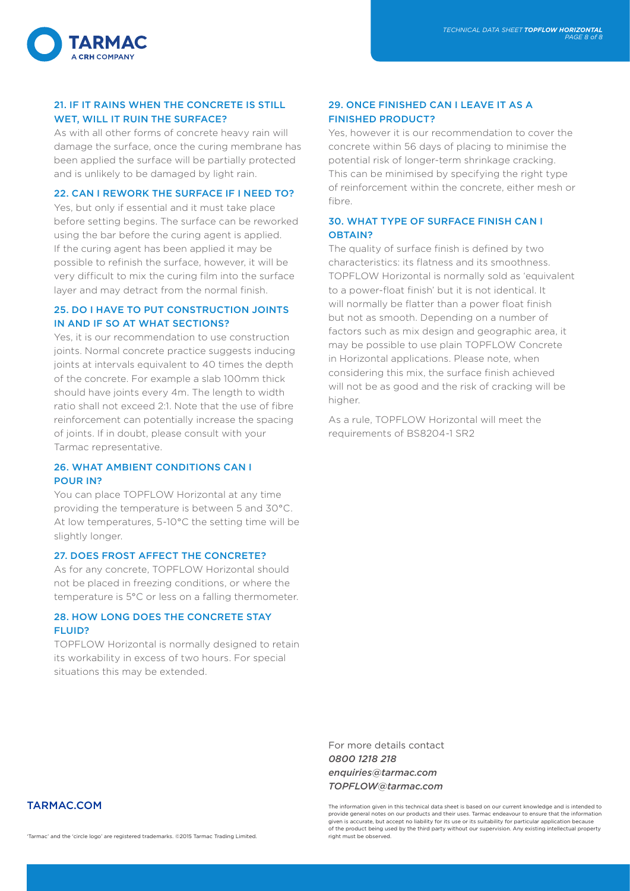### 21. IF IT RAINS WHEN THE CONCRETE IS STILL WET, WILL IT RUIN THE SURFACE?

As with all other forms of concrete heavy rain will damage the surface, once the curing membrane has been applied the surface will be partially protected and is unlikely to be damaged by light rain.

### 22. CAN I REWORK THE SURFACE IF I NEED TO?

Yes, but only if essential and it must take place before setting begins. The surface can be reworked using the bar before the curing agent is applied. If the curing agent has been applied it may be possible to refinish the surface, however, it will be very difficult to mix the curing film into the surface layer and may detract from the normal finish.

### 25. DO I HAVE TO PUT CONSTRUCTION JOINTS IN AND IF SO AT WHAT SECTIONS?

Yes, it is our recommendation to use construction joints. Normal concrete practice suggests inducing joints at intervals equivalent to 40 times the depth of the concrete. For example a slab 100mm thick should have joints every 4m. The length to width ratio shall not exceed 2:1. Note that the use of fibre reinforcement can potentially increase the spacing of joints. If in doubt, please consult with your Tarmac representative.

### 26. WHAT AMBIENT CONDITIONS CAN I POUR IN?

You can place TOPFLOW Horizontal at any time providing the temperature is between 5 and 30°C. At low temperatures, 5-10°C the setting time will be slightly longer.

### 27. DOES FROST AFFECT THE CONCRETE?

As for any concrete, TOPFLOW Horizontal should not be placed in freezing conditions, or where the temperature is 5°C or less on a falling thermometer.

### 28. HOW LONG DOES THE CONCRETE STAY FLUID?

TOPFLOW Horizontal is normally designed to retain its workability in excess of two hours. For special situations this may be extended.

### 29. ONCE FINISHED CAN I LEAVE IT AS A FINISHED PRODUCT?

Yes, however it is our recommendation to cover the concrete within 56 days of placing to minimise the potential risk of longer-term shrinkage cracking. This can be minimised by specifying the right type of reinforcement within the concrete, either mesh or fibre.

### 30. WHAT TYPE OF SURFACE FINISH CAN I OBTAIN?

The quality of surface finish is defined by two characteristics: its flatness and its smoothness. TOPFLOW Horizontal is normally sold as 'equivalent to a power-float finish' but it is not identical. It will normally be flatter than a power float finish but not as smooth. Depending on a number of factors such as mix design and geographic area, it may be possible to use plain TOPFLOW Concrete in Horizontal applications. Please note, when considering this mix, the surface finish achieved will not be as good and the risk of cracking will be higher.

As a rule, TOPFLOW Horizontal will meet the requirements of BS8204-1 SR2

For more details contact
*0800 1218 218*
*enquiries@tarmac.com*
*TOPFLOW@tarmac.com*

TARMAC.COM

'Tarmac' and the 'circle logo' are registered trademarks. ©2015 Tarmac Trading Limited.

The information given in this technical data sheet is based on our current knowledge and is intended to provide general notes on our products and their uses. Tarmac endeavour to ensure that the information given is accurate, but accept no liability for its use or its suitability for particular application because of the product being used by the third party without our supervision. Any existing intellectual property right must be observed.